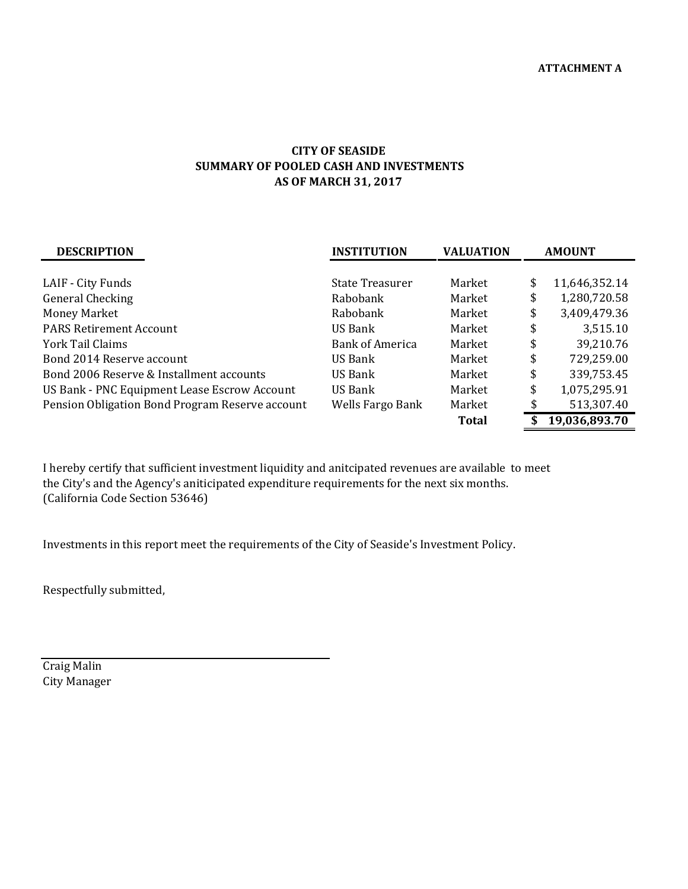**ATTACHMENT A**

# CITY OF SEASIDE
## SUMMARY OF POOLED CASH AND INVESTMENTS
## AS OF MARCH 31, 2017

| DESCRIPTION | INSTITUTION | VALUATION | AMOUNT |
|---|---|---|---|
| LAIF - City Funds | State Treasurer | Market | $ 11,646,352.14 |
| General Checking | Rabobank | Market | $ 1,280,720.58 |
| Money Market | Rabobank | Market | $ 3,409,479.36 |
| PARS Retirement Account | US Bank | Market | $ 3,515.10 |
| York Tail Claims | Bank of America | Market | $ 39,210.76 |
| Bond 2014 Reserve account | US Bank | Market | $ 729,259.00 |
| Bond 2006 Reserve & Installment accounts | US Bank | Market | $ 339,753.45 |
| US Bank - PNC Equipment Lease Escrow Account | US Bank | Market | $ 1,075,295.91 |
| Pension Obligation Bond Program Reserve account | Wells Fargo Bank | Market | $ 513,307.40 |
| | | **Total** | **$ 19,036,893.70** |

I hereby certify that sufficient investment liquidity and anitcipated revenues are available to meet the City's and the Agency's aniticipated expenditure requirements for the next six months. (California Code Section 53646)

Investments in this report meet the requirements of the City of Seaside's Investment Policy.

Respectfully submitted,

Craig Malin
City Manager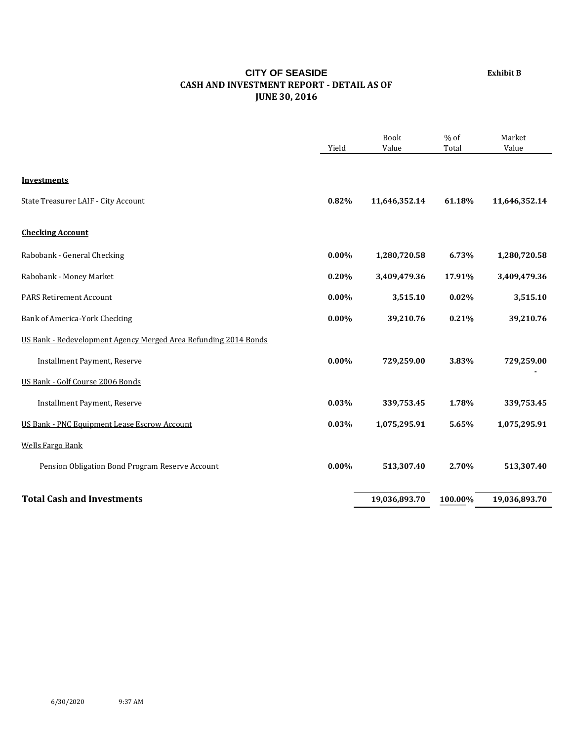# CITY OF SEASIDE

**Exhibit B**

## CASH AND INVESTMENT REPORT - DETAIL AS OF JUNE 30, 2016

| | Yield | Book Value | % of Total | Market Value |
|---|---|---|---|---|
| **Investments** | | | | |
| State Treasurer LAIF - City Account | **0.82%** | **11,646,352.14** | **61.18%** | **11,646,352.14** |
| **Checking Account** | | | | |
| Rabobank - General Checking | **0.00%** | **1,280,720.58** | **6.73%** | **1,280,720.58** |
| Rabobank - Money Market | **0.20%** | **3,409,479.36** | **17.91%** | **3,409,479.36** |
| PARS Retirement Account | **0.00%** | **3,515.10** | **0.02%** | **3,515.10** |
| Bank of America-York Checking | **0.00%** | **39,210.76** | **0.21%** | **39,210.76** |
| US Bank - Redevelopment Agency Merged Area Refunding 2014 Bonds | | | | |
| Installment Payment, Reserve | **0.00%** | **729,259.00** | **3.83%** | **729,259.00** |
| US Bank - Golf Course 2006 Bonds | | | | **-** |
| Installment Payment, Reserve | **0.03%** | **339,753.45** | **1.78%** | **339,753.45** |
| US Bank - PNC Equipment Lease Escrow Account | **0.03%** | **1,075,295.91** | **5.65%** | **1,075,295.91** |
| Wells Fargo Bank | | | | |
| Pension Obligation Bond Program Reserve Account | **0.00%** | **513,307.40** | **2.70%** | **513,307.40** |
| **Total Cash and Investments** | | **19,036,893.70** | **100.00%** | **19,036,893.70** |

6/30/2020 9:37 AM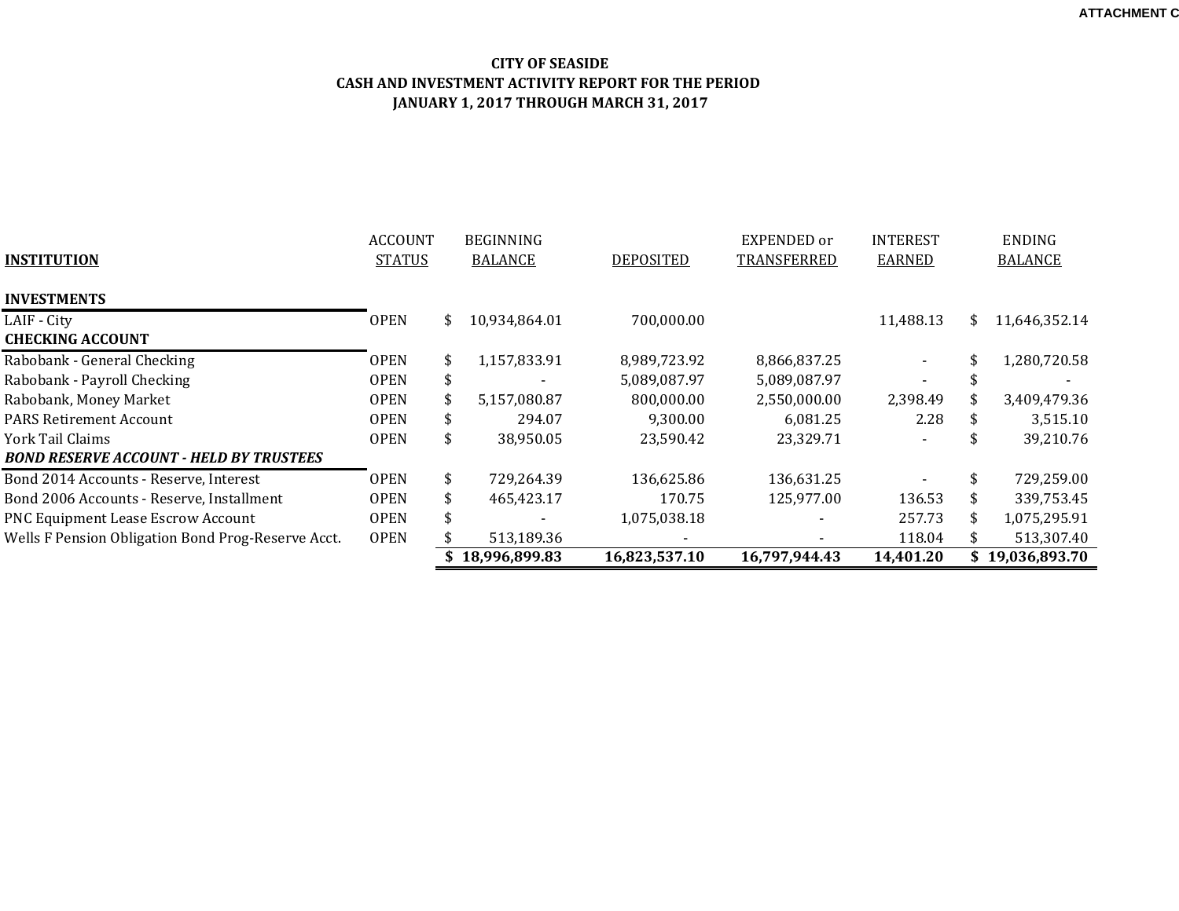ATTACHMENT C

**CITY OF SEASIDE**
**CASH AND INVESTMENT ACTIVITY REPORT FOR THE PERIOD**
**JANUARY 1, 2017 THROUGH MARCH 31, 2017**

| INSTITUTION | ACCOUNT STATUS | BEGINNING BALANCE | DEPOSITED | EXPENDED or TRANSFERRED | INTEREST EARNED | ENDING BALANCE |
|---|---|---|---|---|---|---|
| **INVESTMENTS** | | | | | | |
| LAIF - City | OPEN | $ 10,934,864.01 | 700,000.00 | | 11,488.13 | $ 11,646,352.14 |
| **CHECKING ACCOUNT** | | | | | | |
| Rabobank - General Checking | OPEN | $ 1,157,833.91 | 8,989,723.92 | 8,866,837.25 | - | $ 1,280,720.58 |
| Rabobank - Payroll Checking | OPEN | $ - | 5,089,087.97 | 5,089,087.97 | - | $ - |
| Rabobank, Money Market | OPEN | $ 5,157,080.87 | 800,000.00 | 2,550,000.00 | 2,398.49 | $ 3,409,479.36 |
| PARS Retirement Account | OPEN | $ 294.07 | 9,300.00 | 6,081.25 | 2.28 | $ 3,515.10 |
| York Tail Claims | OPEN | $ 38,950.05 | 23,590.42 | 23,329.71 | - | $ 39,210.76 |
| ***BOND RESERVE ACCOUNT - HELD BY TRUSTEES*** | | | | | | |
| Bond 2014 Accounts - Reserve, Interest | OPEN | $ 729,264.39 | 136,625.86 | 136,631.25 | - | $ 729,259.00 |
| Bond 2006 Accounts - Reserve, Installment | OPEN | $ 465,423.17 | 170.75 | 125,977.00 | 136.53 | $ 339,753.45 |
| PNC Equipment Lease Escrow Account | OPEN | $ - | 1,075,038.18 | - | 257.73 | $ 1,075,295.91 |
| Wells F Pension Obligation Bond Prog-Reserve Acct. | OPEN | $ 513,189.36 | - | - | 118.04 | $ 513,307.40 |
| | | **$ 18,996,899.83** | **16,823,537.10** | **16,797,944.43** | **14,401.20** | **$ 19,036,893.70** |